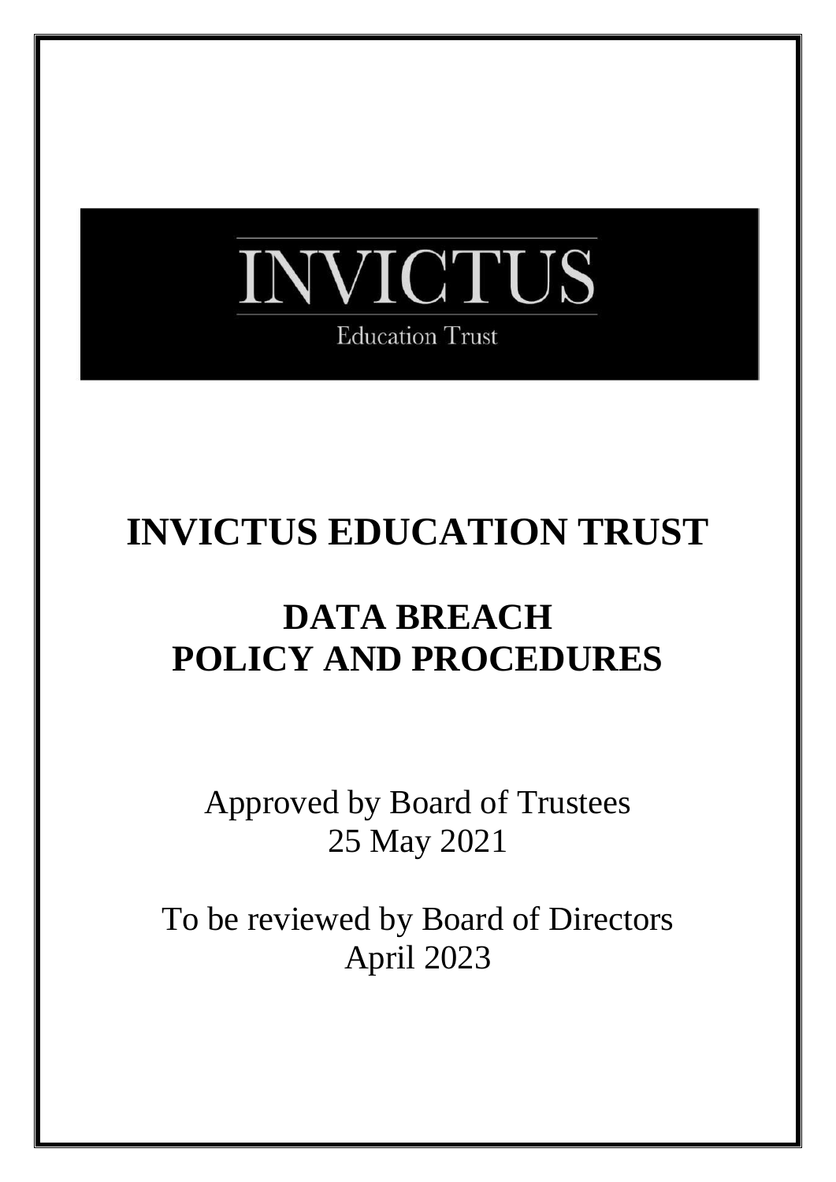INVICTUS

Education Trust

# INVICTUS EDUCATION TRUST

## DATA BREACH POLICY AND PROCEDURES

Approved by Board of Trustees
25 May 2021

To be reviewed by Board of Directors
April 2023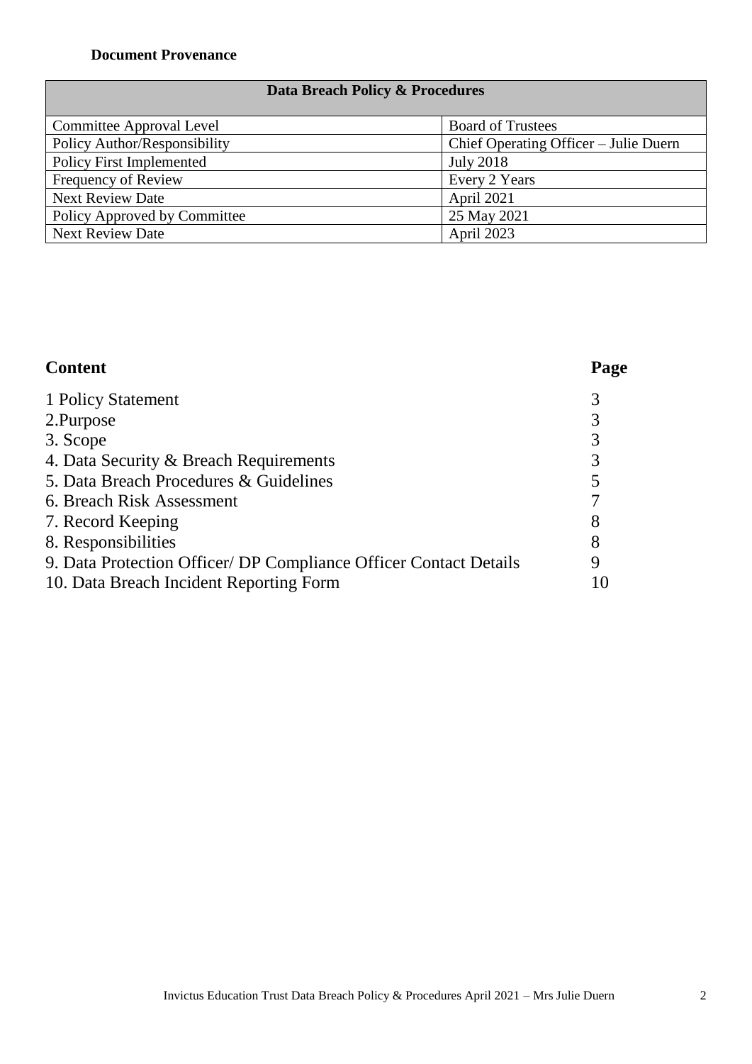**Document Provenance**

| Data Breach Policy & Procedures | |
|---|---|
| Committee Approval Level | Board of Trustees |
| Policy Author/Responsibility | Chief Operating Officer – Julie Duern |
| Policy First Implemented | July 2018 |
| Frequency of Review | Every 2 Years |
| Next Review Date | April 2021 |
| Policy Approved by Committee | 25 May 2021 |
| Next Review Date | April 2023 |

| Content | Page |
|---|---|
| 1 Policy Statement | 3 |
| 2.Purpose | 3 |
| 3. Scope | 3 |
| 4. Data Security & Breach Requirements | 3 |
| 5. Data Breach Procedures & Guidelines | 5 |
| 6. Breach Risk Assessment | 7 |
| 7. Record Keeping | 8 |
| 8. Responsibilities | 8 |
| 9. Data Protection Officer/ DP Compliance Officer Contact Details | 9 |
| 10. Data Breach Incident Reporting Form | 10 |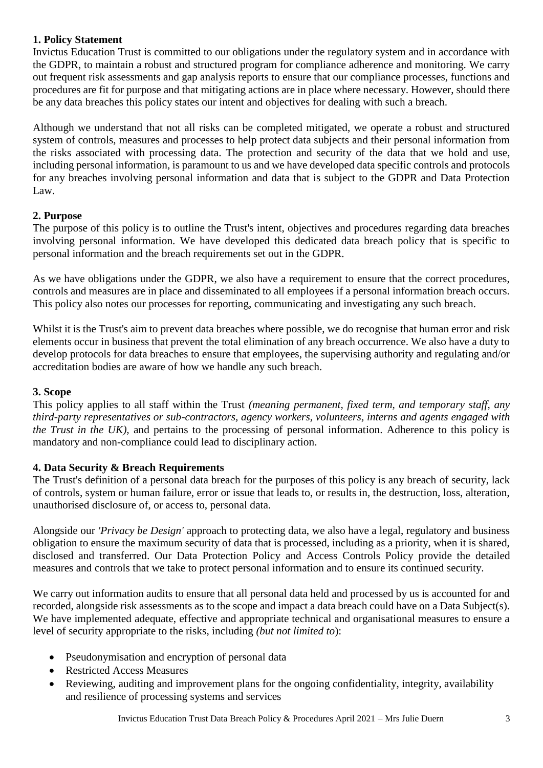## 1. Policy Statement

Invictus Education Trust is committed to our obligations under the regulatory system and in accordance with the GDPR, to maintain a robust and structured program for compliance adherence and monitoring. We carry out frequent risk assessments and gap analysis reports to ensure that our compliance processes, functions and procedures are fit for purpose and that mitigating actions are in place where necessary. However, should there be any data breaches this policy states our intent and objectives for dealing with such a breach.

Although we understand that not all risks can be completed mitigated, we operate a robust and structured system of controls, measures and processes to help protect data subjects and their personal information from the risks associated with processing data. The protection and security of the data that we hold and use, including personal information, is paramount to us and we have developed data specific controls and protocols for any breaches involving personal information and data that is subject to the GDPR and Data Protection Law.

## 2. Purpose

The purpose of this policy is to outline the Trust's intent, objectives and procedures regarding data breaches involving personal information. We have developed this dedicated data breach policy that is specific to personal information and the breach requirements set out in the GDPR.

As we have obligations under the GDPR, we also have a requirement to ensure that the correct procedures, controls and measures are in place and disseminated to all employees if a personal information breach occurs. This policy also notes our processes for reporting, communicating and investigating any such breach.

Whilst it is the Trust's aim to prevent data breaches where possible, we do recognise that human error and risk elements occur in business that prevent the total elimination of any breach occurrence. We also have a duty to develop protocols for data breaches to ensure that employees, the supervising authority and regulating and/or accreditation bodies are aware of how we handle any such breach.

## 3. Scope

This policy applies to all staff within the Trust *(meaning permanent, fixed term, and temporary staff, any third-party representatives or sub-contractors, agency workers, volunteers, interns and agents engaged with the Trust in the UK),* and pertains to the processing of personal information. Adherence to this policy is mandatory and non-compliance could lead to disciplinary action.

## 4. Data Security & Breach Requirements

The Trust's definition of a personal data breach for the purposes of this policy is any breach of security, lack of controls, system or human failure, error or issue that leads to, or results in, the destruction, loss, alteration, unauthorised disclosure of, or access to, personal data.

Alongside our *'Privacy be Design'* approach to protecting data, we also have a legal, regulatory and business obligation to ensure the maximum security of data that is processed, including as a priority, when it is shared, disclosed and transferred. Our Data Protection Policy and Access Controls Policy provide the detailed measures and controls that we take to protect personal information and to ensure its continued security.

We carry out information audits to ensure that all personal data held and processed by us is accounted for and recorded, alongside risk assessments as to the scope and impact a data breach could have on a Data Subject(s). We have implemented adequate, effective and appropriate technical and organisational measures to ensure a level of security appropriate to the risks, including *(but not limited to*):

- Pseudonymisation and encryption of personal data
- Restricted Access Measures
- Reviewing, auditing and improvement plans for the ongoing confidentiality, integrity, availability and resilience of processing systems and services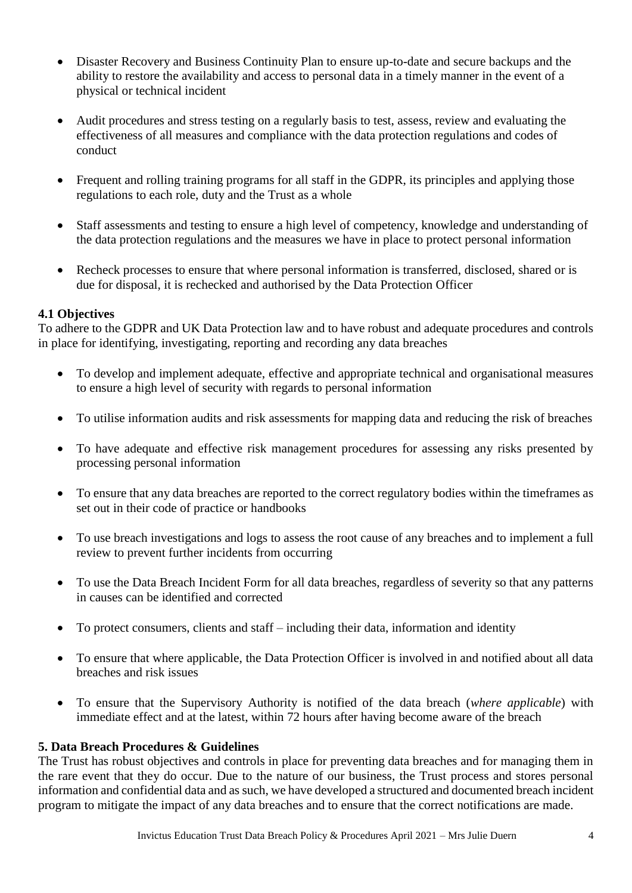- Disaster Recovery and Business Continuity Plan to ensure up-to-date and secure backups and the ability to restore the availability and access to personal data in a timely manner in the event of a physical or technical incident

- Audit procedures and stress testing on a regularly basis to test, assess, review and evaluating the effectiveness of all measures and compliance with the data protection regulations and codes of conduct

- Frequent and rolling training programs for all staff in the GDPR, its principles and applying those regulations to each role, duty and the Trust as a whole

- Staff assessments and testing to ensure a high level of competency, knowledge and understanding of the data protection regulations and the measures we have in place to protect personal information

- Recheck processes to ensure that where personal information is transferred, disclosed, shared or is due for disposal, it is rechecked and authorised by the Data Protection Officer

**4.1 Objectives**

To adhere to the GDPR and UK Data Protection law and to have robust and adequate procedures and controls in place for identifying, investigating, reporting and recording any data breaches

- To develop and implement adequate, effective and appropriate technical and organisational measures to ensure a high level of security with regards to personal information

- To utilise information audits and risk assessments for mapping data and reducing the risk of breaches

- To have adequate and effective risk management procedures for assessing any risks presented by processing personal information

- To ensure that any data breaches are reported to the correct regulatory bodies within the timeframes as set out in their code of practice or handbooks

- To use breach investigations and logs to assess the root cause of any breaches and to implement a full review to prevent further incidents from occurring

- To use the Data Breach Incident Form for all data breaches, regardless of severity so that any patterns in causes can be identified and corrected

- To protect consumers, clients and staff – including their data, information and identity

- To ensure that where applicable, the Data Protection Officer is involved in and notified about all data breaches and risk issues

- To ensure that the Supervisory Authority is notified of the data breach (*where applicable*) with immediate effect and at the latest, within 72 hours after having become aware of the breach

**5. Data Breach Procedures & Guidelines**

The Trust has robust objectives and controls in place for preventing data breaches and for managing them in the rare event that they do occur. Due to the nature of our business, the Trust process and stores personal information and confidential data and as such, we have developed a structured and documented breach incident program to mitigate the impact of any data breaches and to ensure that the correct notifications are made.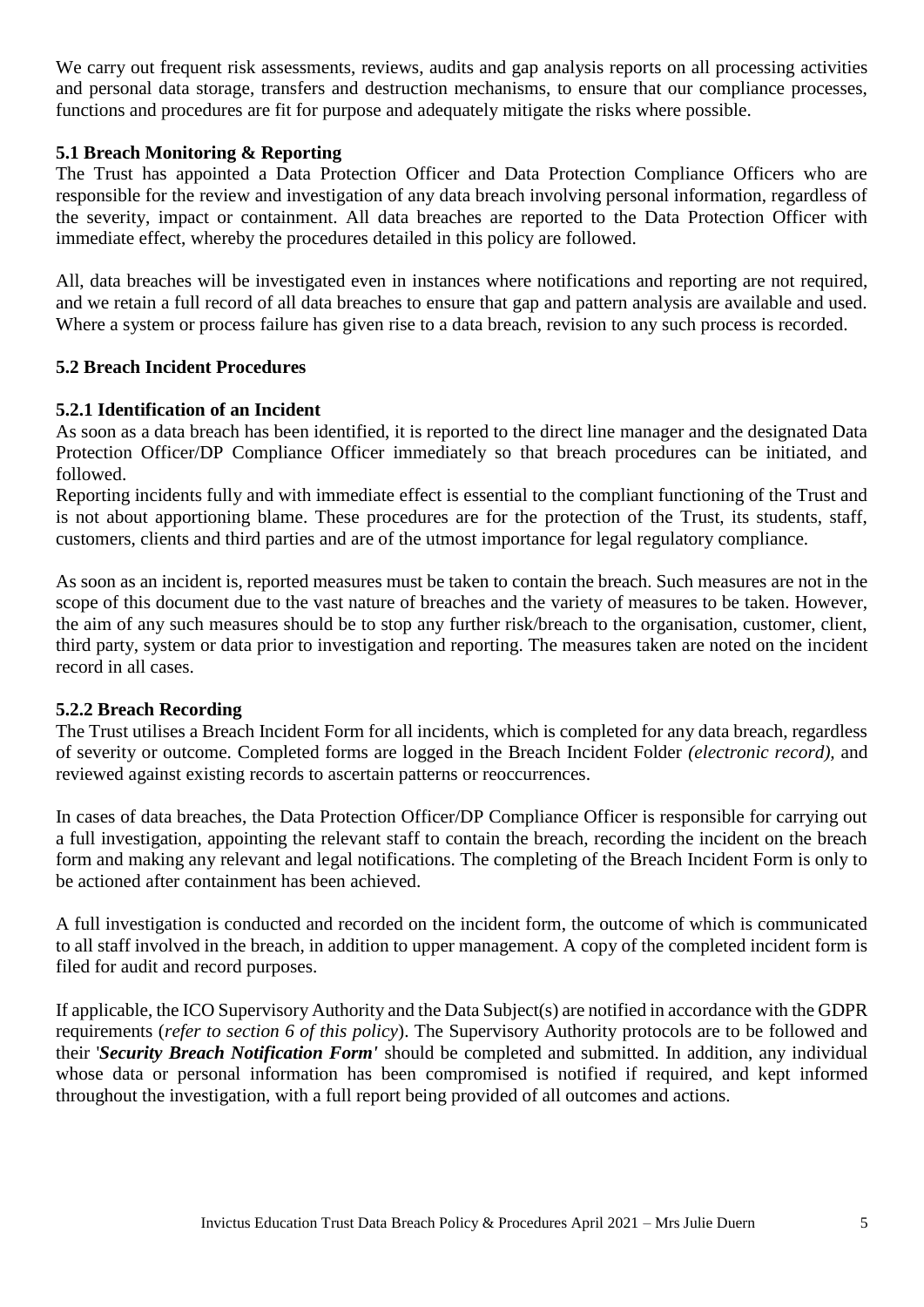We carry out frequent risk assessments, reviews, audits and gap analysis reports on all processing activities and personal data storage, transfers and destruction mechanisms, to ensure that our compliance processes, functions and procedures are fit for purpose and adequately mitigate the risks where possible.

### 5.1 Breach Monitoring & Reporting

The Trust has appointed a Data Protection Officer and Data Protection Compliance Officers who are responsible for the review and investigation of any data breach involving personal information, regardless of the severity, impact or containment. All data breaches are reported to the Data Protection Officer with immediate effect, whereby the procedures detailed in this policy are followed.

All, data breaches will be investigated even in instances where notifications and reporting are not required, and we retain a full record of all data breaches to ensure that gap and pattern analysis are available and used. Where a system or process failure has given rise to a data breach, revision to any such process is recorded.

### 5.2 Breach Incident Procedures

#### 5.2.1 Identification of an Incident

As soon as a data breach has been identified, it is reported to the direct line manager and the designated Data Protection Officer/DP Compliance Officer immediately so that breach procedures can be initiated, and followed.

Reporting incidents fully and with immediate effect is essential to the compliant functioning of the Trust and is not about apportioning blame. These procedures are for the protection of the Trust, its students, staff, customers, clients and third parties and are of the utmost importance for legal regulatory compliance.

As soon as an incident is, reported measures must be taken to contain the breach. Such measures are not in the scope of this document due to the vast nature of breaches and the variety of measures to be taken. However, the aim of any such measures should be to stop any further risk/breach to the organisation, customer, client, third party, system or data prior to investigation and reporting. The measures taken are noted on the incident record in all cases.

#### 5.2.2 Breach Recording

The Trust utilises a Breach Incident Form for all incidents, which is completed for any data breach, regardless of severity or outcome. Completed forms are logged in the Breach Incident Folder *(electronic record),* and reviewed against existing records to ascertain patterns or reoccurrences.

In cases of data breaches, the Data Protection Officer/DP Compliance Officer is responsible for carrying out a full investigation, appointing the relevant staff to contain the breach, recording the incident on the breach form and making any relevant and legal notifications. The completing of the Breach Incident Form is only to be actioned after containment has been achieved.

A full investigation is conducted and recorded on the incident form, the outcome of which is communicated to all staff involved in the breach, in addition to upper management. A copy of the completed incident form is filed for audit and record purposes.

If applicable, the ICO Supervisory Authority and the Data Subject(s) are notified in accordance with the GDPR requirements (*refer to section 6 of this policy*). The Supervisory Authority protocols are to be followed and their '***Security Breach Notification Form'*** should be completed and submitted. In addition, any individual whose data or personal information has been compromised is notified if required, and kept informed throughout the investigation, with a full report being provided of all outcomes and actions.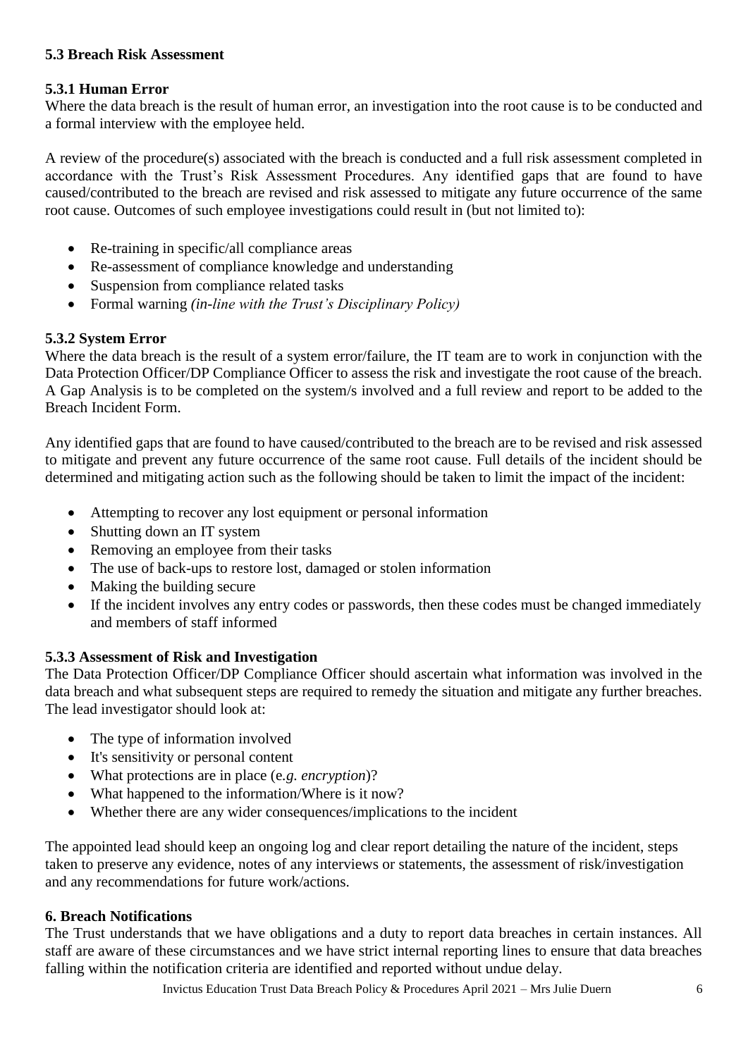### 5.3 Breach Risk Assessment

#### 5.3.1 Human Error

Where the data breach is the result of human error, an investigation into the root cause is to be conducted and a formal interview with the employee held.

A review of the procedure(s) associated with the breach is conducted and a full risk assessment completed in accordance with the Trust's Risk Assessment Procedures. Any identified gaps that are found to have caused/contributed to the breach are revised and risk assessed to mitigate any future occurrence of the same root cause. Outcomes of such employee investigations could result in (but not limited to):

- Re-training in specific/all compliance areas
- Re-assessment of compliance knowledge and understanding
- Suspension from compliance related tasks
- Formal warning *(in-line with the Trust's Disciplinary Policy)*

#### 5.3.2 System Error

Where the data breach is the result of a system error/failure, the IT team are to work in conjunction with the Data Protection Officer/DP Compliance Officer to assess the risk and investigate the root cause of the breach. A Gap Analysis is to be completed on the system/s involved and a full review and report to be added to the Breach Incident Form.

Any identified gaps that are found to have caused/contributed to the breach are to be revised and risk assessed to mitigate and prevent any future occurrence of the same root cause. Full details of the incident should be determined and mitigating action such as the following should be taken to limit the impact of the incident:

- Attempting to recover any lost equipment or personal information
- Shutting down an IT system
- Removing an employee from their tasks
- The use of back-ups to restore lost, damaged or stolen information
- Making the building secure
- If the incident involves any entry codes or passwords, then these codes must be changed immediately and members of staff informed

#### 5.3.3 Assessment of Risk and Investigation

The Data Protection Officer/DP Compliance Officer should ascertain what information was involved in the data breach and what subsequent steps are required to remedy the situation and mitigate any further breaches. The lead investigator should look at:

- The type of information involved
- It's sensitivity or personal content
- What protections are in place (e.*g. encryption*)?
- What happened to the information/Where is it now?
- Whether there are any wider consequences/implications to the incident

The appointed lead should keep an ongoing log and clear report detailing the nature of the incident, steps taken to preserve any evidence, notes of any interviews or statements, the assessment of risk/investigation and any recommendations for future work/actions.

## 6. Breach Notifications

The Trust understands that we have obligations and a duty to report data breaches in certain instances. All staff are aware of these circumstances and we have strict internal reporting lines to ensure that data breaches falling within the notification criteria are identified and reported without undue delay.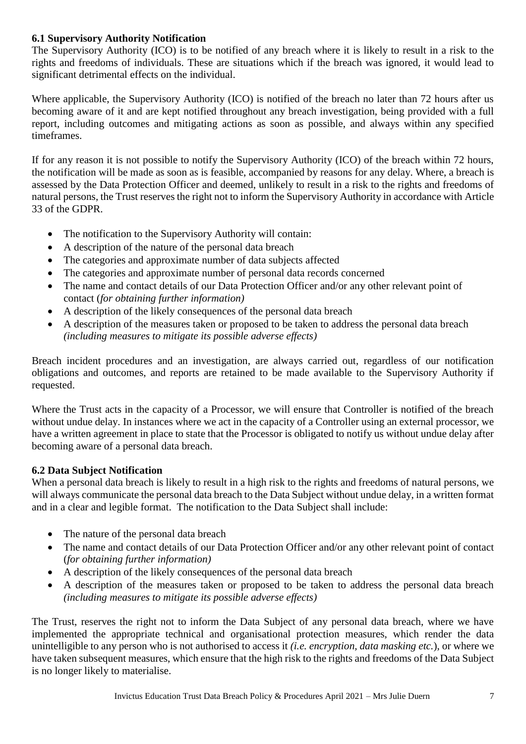### 6.1 Supervisory Authority Notification

The Supervisory Authority (ICO) is to be notified of any breach where it is likely to result in a risk to the rights and freedoms of individuals. These are situations which if the breach was ignored, it would lead to significant detrimental effects on the individual.

Where applicable, the Supervisory Authority (ICO) is notified of the breach no later than 72 hours after us becoming aware of it and are kept notified throughout any breach investigation, being provided with a full report, including outcomes and mitigating actions as soon as possible, and always within any specified timeframes.

If for any reason it is not possible to notify the Supervisory Authority (ICO) of the breach within 72 hours, the notification will be made as soon as is feasible, accompanied by reasons for any delay. Where, a breach is assessed by the Data Protection Officer and deemed, unlikely to result in a risk to the rights and freedoms of natural persons, the Trust reserves the right not to inform the Supervisory Authority in accordance with Article 33 of the GDPR.

- The notification to the Supervisory Authority will contain:
- A description of the nature of the personal data breach
- The categories and approximate number of data subjects affected
- The categories and approximate number of personal data records concerned
- The name and contact details of our Data Protection Officer and/or any other relevant point of contact (*for obtaining further information)*
- A description of the likely consequences of the personal data breach
- A description of the measures taken or proposed to be taken to address the personal data breach *(including measures to mitigate its possible adverse effects)*

Breach incident procedures and an investigation, are always carried out, regardless of our notification obligations and outcomes, and reports are retained to be made available to the Supervisory Authority if requested.

Where the Trust acts in the capacity of a Processor, we will ensure that Controller is notified of the breach without undue delay. In instances where we act in the capacity of a Controller using an external processor, we have a written agreement in place to state that the Processor is obligated to notify us without undue delay after becoming aware of a personal data breach.

### 6.2 Data Subject Notification

When a personal data breach is likely to result in a high risk to the rights and freedoms of natural persons, we will always communicate the personal data breach to the Data Subject without undue delay, in a written format and in a clear and legible format. The notification to the Data Subject shall include:

- The nature of the personal data breach
- The name and contact details of our Data Protection Officer and/or any other relevant point of contact (*for obtaining further information)*
- A description of the likely consequences of the personal data breach
- A description of the measures taken or proposed to be taken to address the personal data breach *(including measures to mitigate its possible adverse effects)*

The Trust, reserves the right not to inform the Data Subject of any personal data breach, where we have implemented the appropriate technical and organisational protection measures, which render the data unintelligible to any person who is not authorised to access it *(i.e. encryption, data masking etc.*), or where we have taken subsequent measures, which ensure that the high risk to the rights and freedoms of the Data Subject is no longer likely to materialise.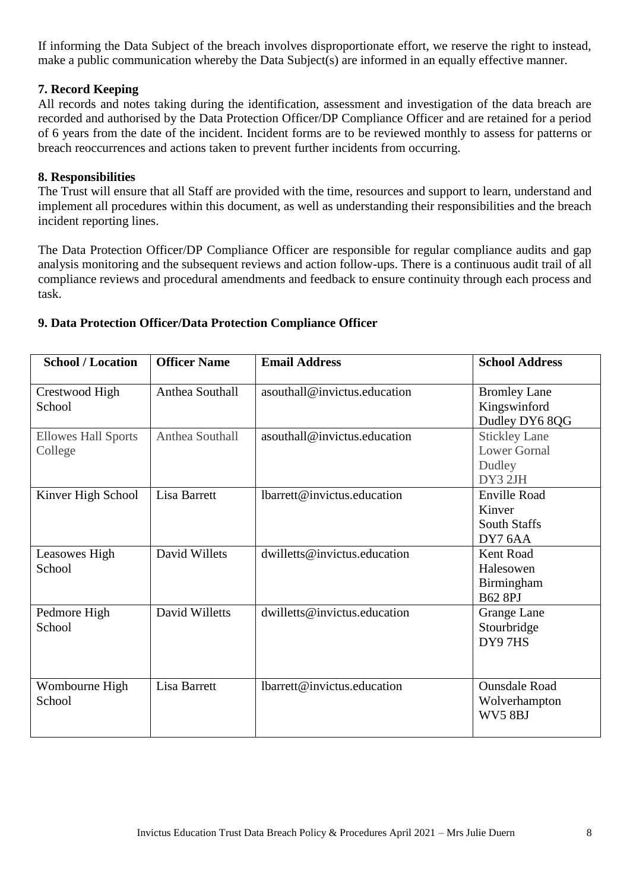If informing the Data Subject of the breach involves disproportionate effort, we reserve the right to instead, make a public communication whereby the Data Subject(s) are informed in an equally effective manner.

### 7. Record Keeping

All records and notes taking during the identification, assessment and investigation of the data breach are recorded and authorised by the Data Protection Officer/DP Compliance Officer and are retained for a period of 6 years from the date of the incident. Incident forms are to be reviewed monthly to assess for patterns or breach reoccurrences and actions taken to prevent further incidents from occurring.

### 8. Responsibilities

The Trust will ensure that all Staff are provided with the time, resources and support to learn, understand and implement all procedures within this document, as well as understanding their responsibilities and the breach incident reporting lines.

The Data Protection Officer/DP Compliance Officer are responsible for regular compliance audits and gap analysis monitoring and the subsequent reviews and action follow-ups. There is a continuous audit trail of all compliance reviews and procedural amendments and feedback to ensure continuity through each process and task.

### 9. Data Protection Officer/Data Protection Compliance Officer

| School / Location | Officer Name | Email Address | School Address |
|---|---|---|---|
| Crestwood High School | Anthea Southall | asouthall@invictus.education | Bromley Lane<br>Kingswinford<br>Dudley DY6 8QG |
| Ellowes Hall Sports College | Anthea Southall | asouthall@invictus.education | Stickley Lane<br>Lower Gornal<br>Dudley<br>DY3 2JH |
| Kinver High School | Lisa Barrett | lbarrett@invictus.education | Enville Road<br>Kinver<br>South Staffs<br>DY7 6AA |
| Leasowes High School | David Willets | dwilletts@invictus.education | Kent Road<br>Halesowen<br>Birmingham<br>B62 8PJ |
| Pedmore High School | David Willetts | dwilletts@invictus.education | Grange Lane<br>Stourbridge<br>DY9 7HS |
| Wombourne High School | Lisa Barrett | lbarrett@invictus.education | Ounsdale Road<br>Wolverhampton<br>WV5 8BJ |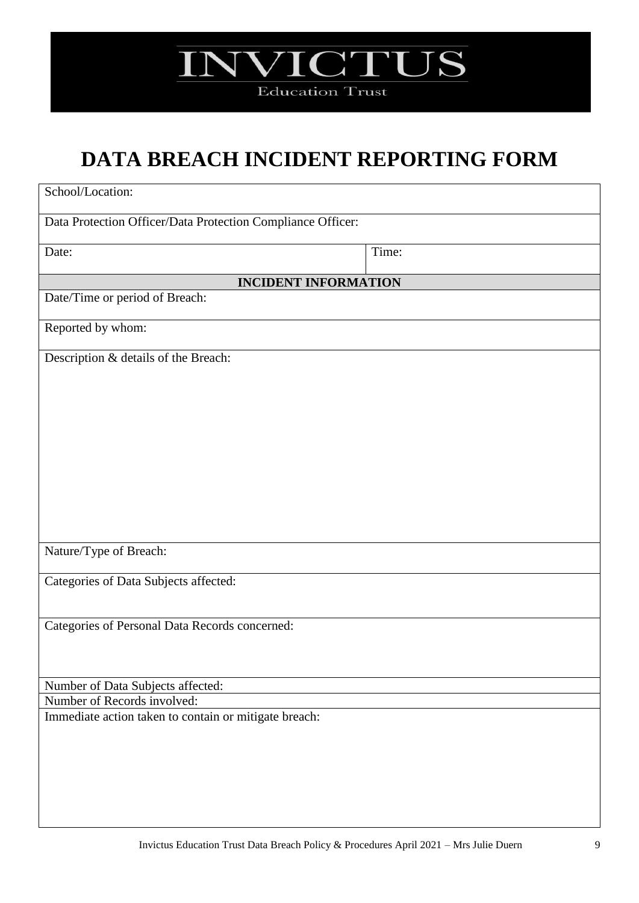INVICTUS

Education Trust

# DATA BREACH INCIDENT REPORTING FORM

| School/Location: | |
|---|---|
| Data Protection Officer/Data Protection Compliance Officer: | |
| Date: | Time: |
| **INCIDENT INFORMATION** | |
| Date/Time or period of Breach: | |
| Reported by whom: | |
| Description & details of the Breach: | |
| Nature/Type of Breach: | |
| Categories of Data Subjects affected: | |
| Categories of Personal Data Records concerned: | |
| Number of Data Subjects affected: | |
| Number of Records involved: | |
| Immediate action taken to contain or mitigate breach: | |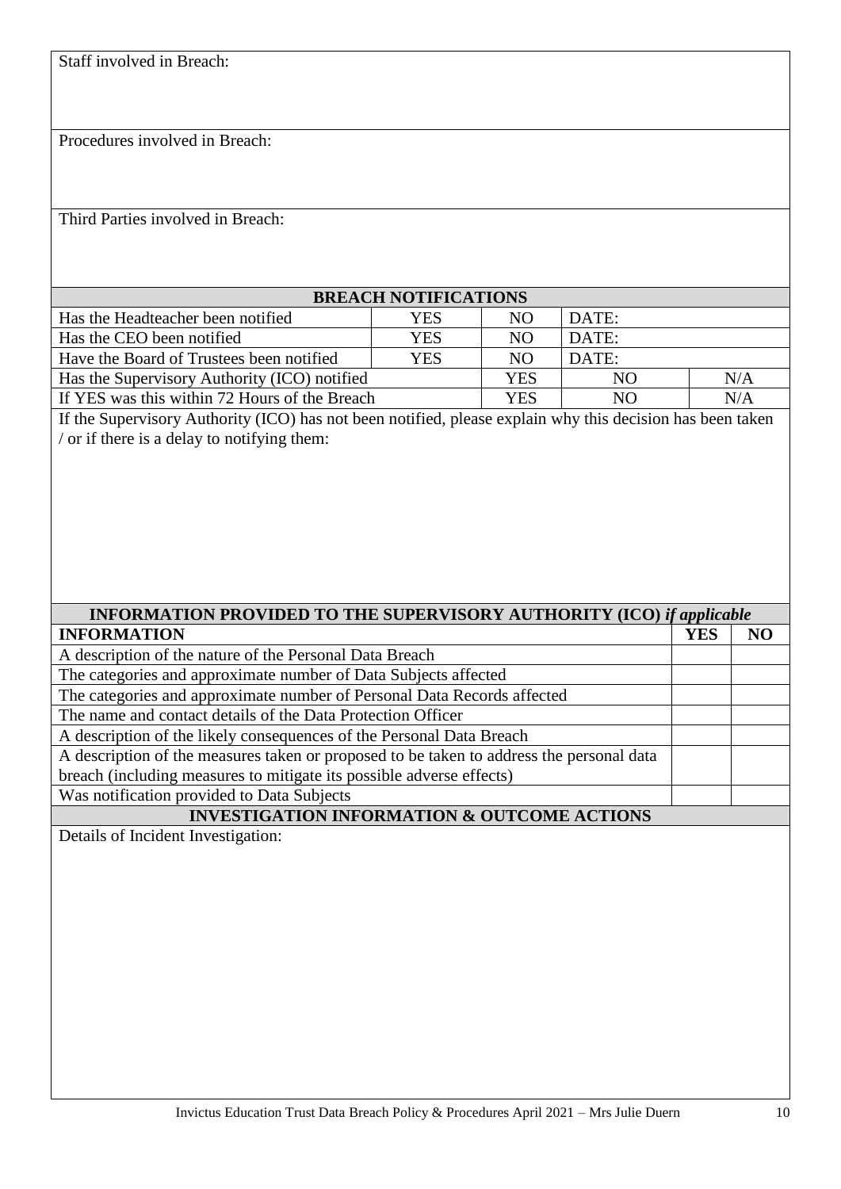| Staff involved in Breach: |
|---|

| Procedures involved in Breach: |
|---|

| Third Parties involved in Breach: |
|---|

| BREACH NOTIFICATIONS | | | | |
|---|---|---|---|---|
| Has the Headteacher been notified | YES | NO | DATE: | |
| Has the CEO been notified | YES | NO | DATE: | |
| Have the Board of Trustees been notified | YES | NO | DATE: | |
| Has the Supervisory Authority (ICO) notified | | YES | NO | N/A |
| If YES was this within 72 Hours of the Breach | | YES | NO | N/A |

If the Supervisory Authority (ICO) has not been notified, please explain why this decision has been taken / or if there is a delay to notifying them:

| INFORMATION PROVIDED TO THE SUPERVISORY AUTHORITY (ICO) *if applicable* | | |
|---|---|---|
| **INFORMATION** | **YES** | **NO** |
| A description of the nature of the Personal Data Breach | | |
| The categories and approximate number of Data Subjects affected | | |
| The categories and approximate number of Personal Data Records affected | | |
| The name and contact details of the Data Protection Officer | | |
| A description of the likely consequences of the Personal Data Breach | | |
| A description of the measures taken or proposed to be taken to address the personal data breach (including measures to mitigate its possible adverse effects) | | |
| Was notification provided to Data Subjects | | |

## INVESTIGATION INFORMATION & OUTCOME ACTIONS

Details of Incident Investigation: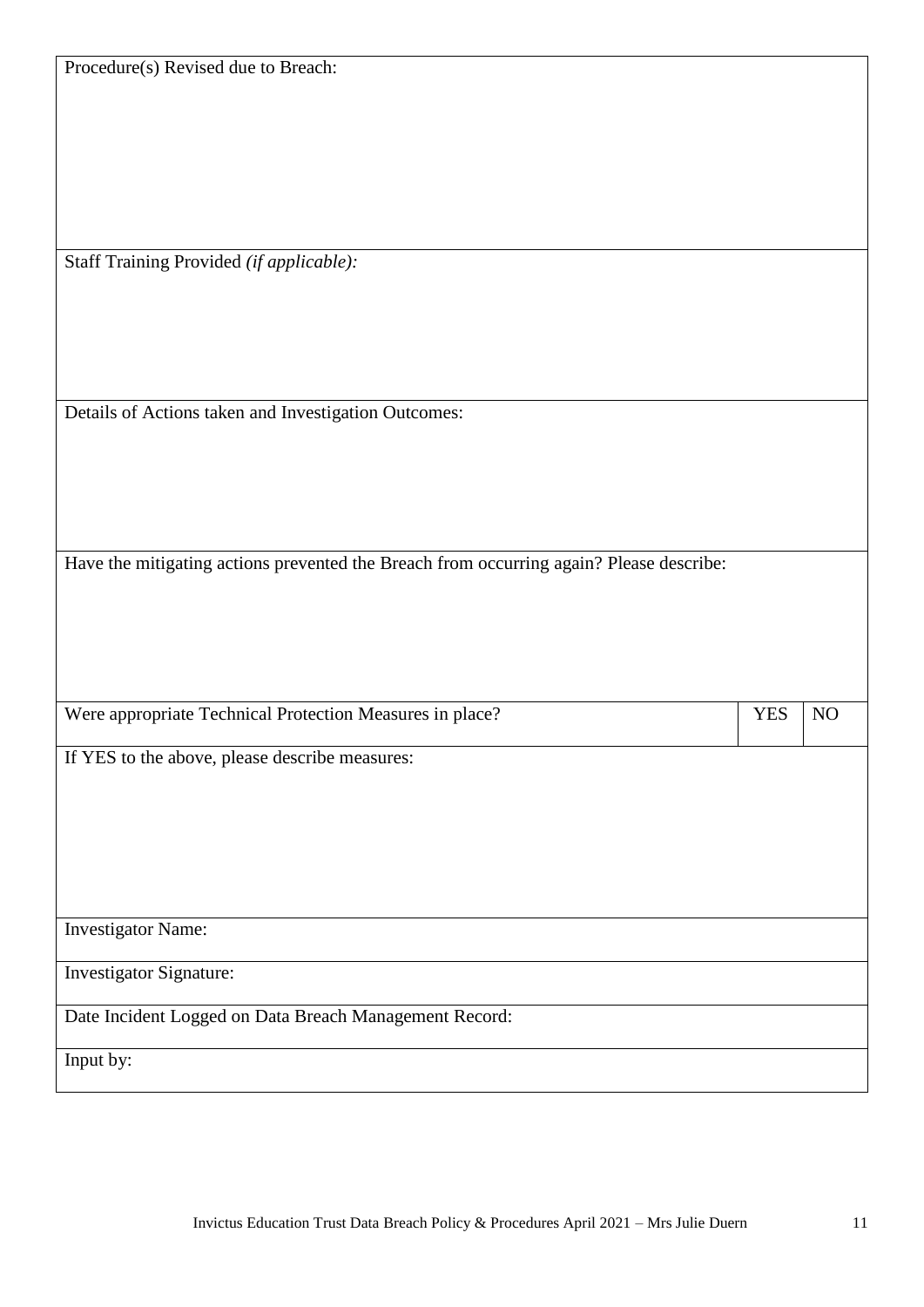| | | |
|---|---|---|
| Procedure(s) Revised due to Breach: | | |
| Staff Training Provided *(if applicable):* | | |
| Details of Actions taken and Investigation Outcomes: | | |
| Have the mitigating actions prevented the Breach from occurring again? Please describe: | | |
| Were appropriate Technical Protection Measures in place? | YES | NO |
| If YES to the above, please describe measures: | | |
| Investigator Name: | | |
| Investigator Signature: | | |
| Date Incident Logged on Data Breach Management Record: | | |
| Input by: | | |